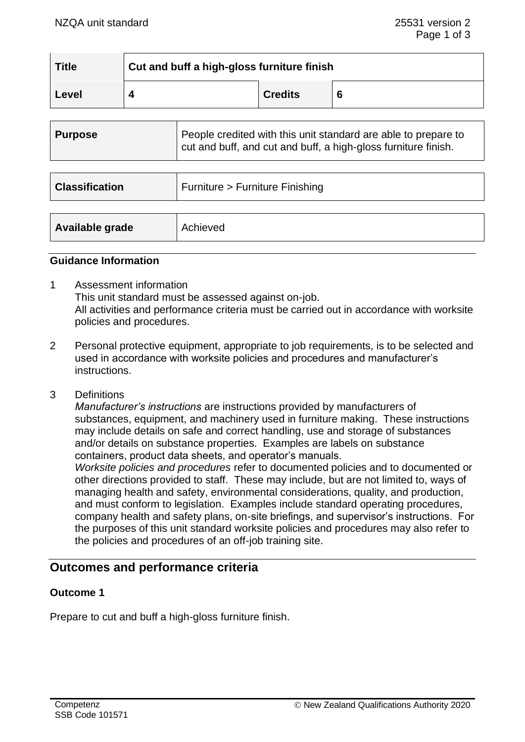| Title | Cut and buff a high-gloss furniture finish | | |
|---|---|---|---|
| Level | 4 | Credits | 6 |

| Purpose | People credited with this unit standard are able to prepare to cut and buff, and cut and buff, a high-gloss furniture finish. |
|---|---|

| Classification | Furniture > Furniture Finishing |
|---|---|

| Available grade | Achieved |
|---|---|

### Guidance Information

1. Assessment information
   This unit standard must be assessed against on-job.
   All activities and performance criteria must be carried out in accordance with worksite policies and procedures.

2. Personal protective equipment, appropriate to job requirements, is to be selected and used in accordance with worksite policies and procedures and manufacturer's instructions.

3. Definitions
   *Manufacturer's instructions* are instructions provided by manufacturers of substances, equipment, and machinery used in furniture making. These instructions may include details on safe and correct handling, use and storage of substances and/or details on substance properties. Examples are labels on substance containers, product data sheets, and operator's manuals.
   *Worksite policies and procedures* refer to documented policies and to documented or other directions provided to staff. These may include, but are not limited to, ways of managing health and safety, environmental considerations, quality, and production, and must conform to legislation. Examples include standard operating procedures, company health and safety plans, on-site briefings, and supervisor's instructions. For the purposes of this unit standard worksite policies and procedures may also refer to the policies and procedures of an off-job training site.

## Outcomes and performance criteria

### Outcome 1

Prepare to cut and buff a high-gloss furniture finish.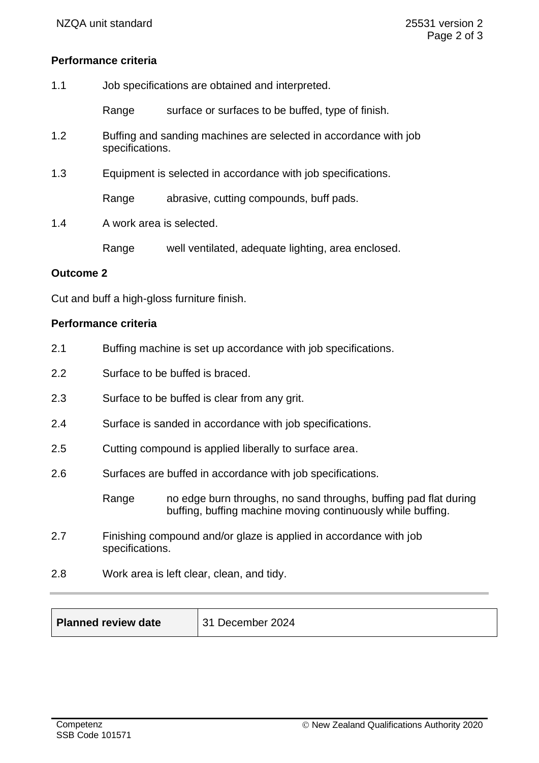**Performance criteria**

1.1 Job specifications are obtained and interpreted.

Range surface or surfaces to be buffed, type of finish.

1.2 Buffing and sanding machines are selected in accordance with job specifications.

1.3 Equipment is selected in accordance with job specifications.

Range abrasive, cutting compounds, buff pads.

1.4 A work area is selected.

Range well ventilated, adequate lighting, area enclosed.

**Outcome 2**

Cut and buff a high-gloss furniture finish.

**Performance criteria**

2.1 Buffing machine is set up accordance with job specifications.

2.2 Surface to be buffed is braced.

2.3 Surface to be buffed is clear from any grit.

2.4 Surface is sanded in accordance with job specifications.

2.5 Cutting compound is applied liberally to surface area.

2.6 Surfaces are buffed in accordance with job specifications.

Range no edge burn throughs, no sand throughs, buffing pad flat during buffing, buffing machine moving continuously while buffing.

2.7 Finishing compound and/or glaze is applied in accordance with job specifications.

2.8 Work area is left clear, clean, and tidy.

| **Planned review date** | 31 December 2024 |
| --- | --- |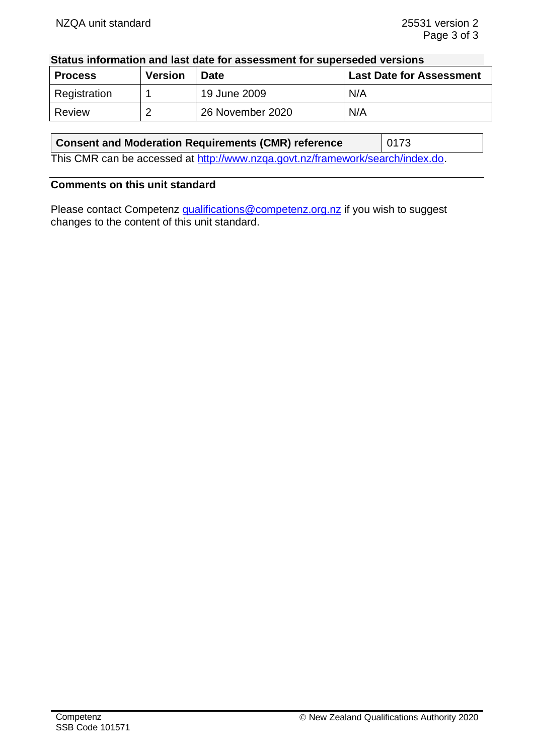**Status information and last date for assessment for superseded versions**

| Process | Version | Date | Last Date for Assessment |
|---|---|---|---|
| Registration | 1 | 19 June 2009 | N/A |
| Review | 2 | 26 November 2020 | N/A |

| Consent and Moderation Requirements (CMR) reference | 0173 |
|---|---|

This CMR can be accessed at http://www.nzqa.govt.nz/framework/search/index.do.

**Comments on this unit standard**

Please contact Competenz qualifications@competenz.org.nz if you wish to suggest changes to the content of this unit standard.